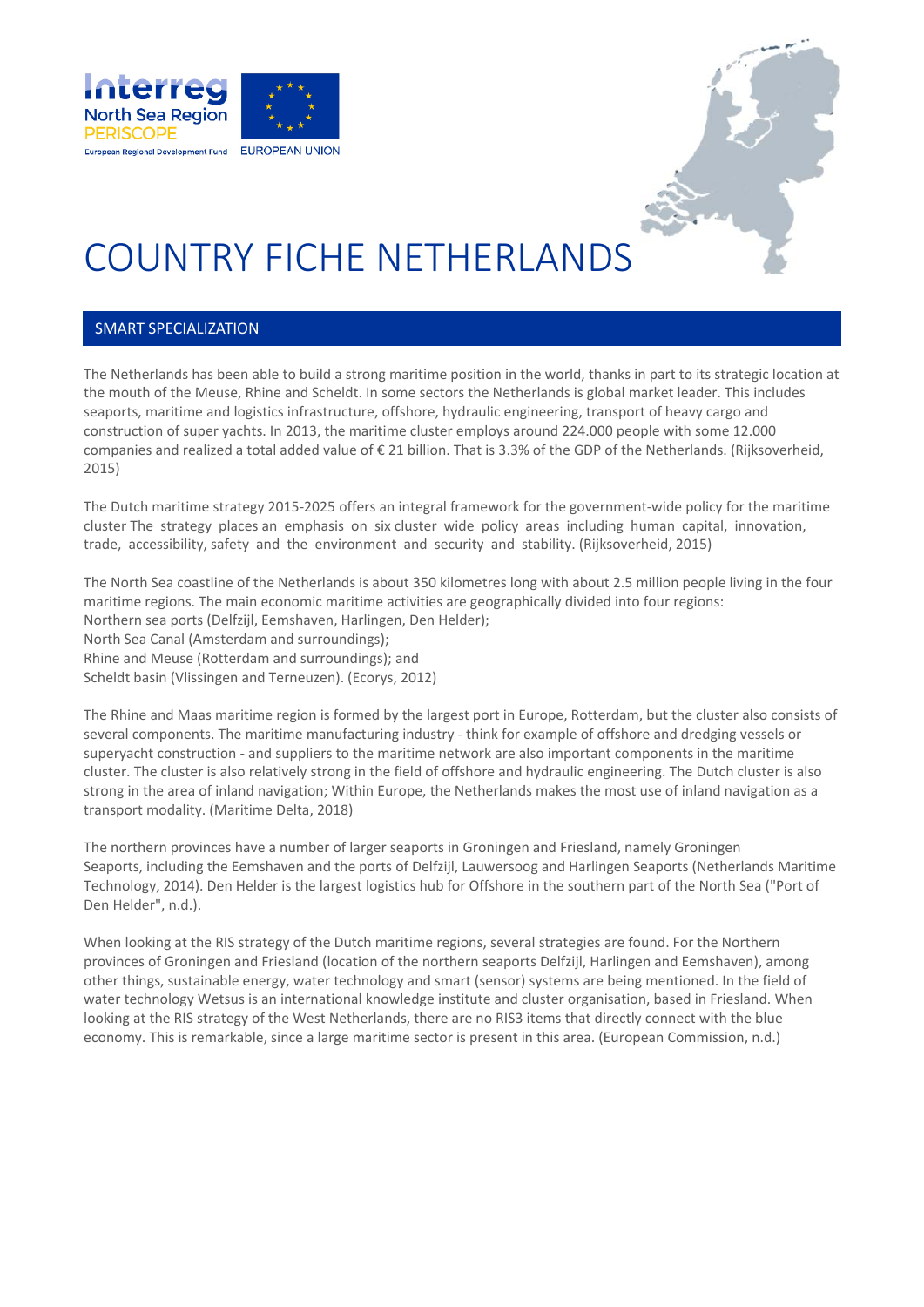# COUNTRY FICHE NETHERLANDS

## SMART SPECIALIZATION

The Netherlands has been able to build a strong maritime position in the world, thanks in part to its strategic location at the mouth of the Meuse, Rhine and Scheldt. In some sectors the Netherlands is global market leader. This includes seaports, maritime and logistics infrastructure, offshore, hydraulic engineering, transport of heavy cargo and construction of super yachts. In 2013, the maritime cluster employs around 224.000 people with some 12.000 companies and realized a total added value of € 21 billion. That is 3.3% of the GDP of the Netherlands. (Rijksoverheid, 2015)

The Dutch maritime strategy 2015-2025 offers an integral framework for the government-wide policy for the maritime cluster The strategy places an emphasis on six cluster wide policy areas including human capital, innovation, trade, accessibility, safety and the environment and security and stability. (Rijksoverheid, 2015)

The North Sea coastline of the Netherlands is about 350 kilometres long with about 2.5 million people living in the four maritime regions. The main economic maritime activities are geographically divided into four regions:
Northern sea ports (Delfzijl, Eemshaven, Harlingen, Den Helder);
North Sea Canal (Amsterdam and surroundings);
Rhine and Meuse (Rotterdam and surroundings); and
Scheldt basin (Vlissingen and Terneuzen). (Ecorys, 2012)

The Rhine and Maas maritime region is formed by the largest port in Europe, Rotterdam, but the cluster also consists of several components. The maritime manufacturing industry - think for example of offshore and dredging vessels or superyacht construction - and suppliers to the maritime network are also important components in the maritime cluster. The cluster is also relatively strong in the field of offshore and hydraulic engineering. The Dutch cluster is also strong in the area of inland navigation; Within Europe, the Netherlands makes the most use of inland navigation as a transport modality. (Maritime Delta, 2018)

The northern provinces have a number of larger seaports in Groningen and Friesland, namely Groningen Seaports, including the Eemshaven and the ports of Delfzijl, Lauwersoog and Harlingen Seaports (Netherlands Maritime Technology, 2014). Den Helder is the largest logistics hub for Offshore in the southern part of the North Sea ("Port of Den Helder", n.d.).

When looking at the RIS strategy of the Dutch maritime regions, several strategies are found. For the Northern provinces of Groningen and Friesland (location of the northern seaports Delfzijl, Harlingen and Eemshaven), among other things, sustainable energy, water technology and smart (sensor) systems are being mentioned. In the field of water technology Wetsus is an international knowledge institute and cluster organisation, based in Friesland. When looking at the RIS strategy of the West Netherlands, there are no RIS3 items that directly connect with the blue economy. This is remarkable, since a large maritime sector is present in this area. (European Commission, n.d.)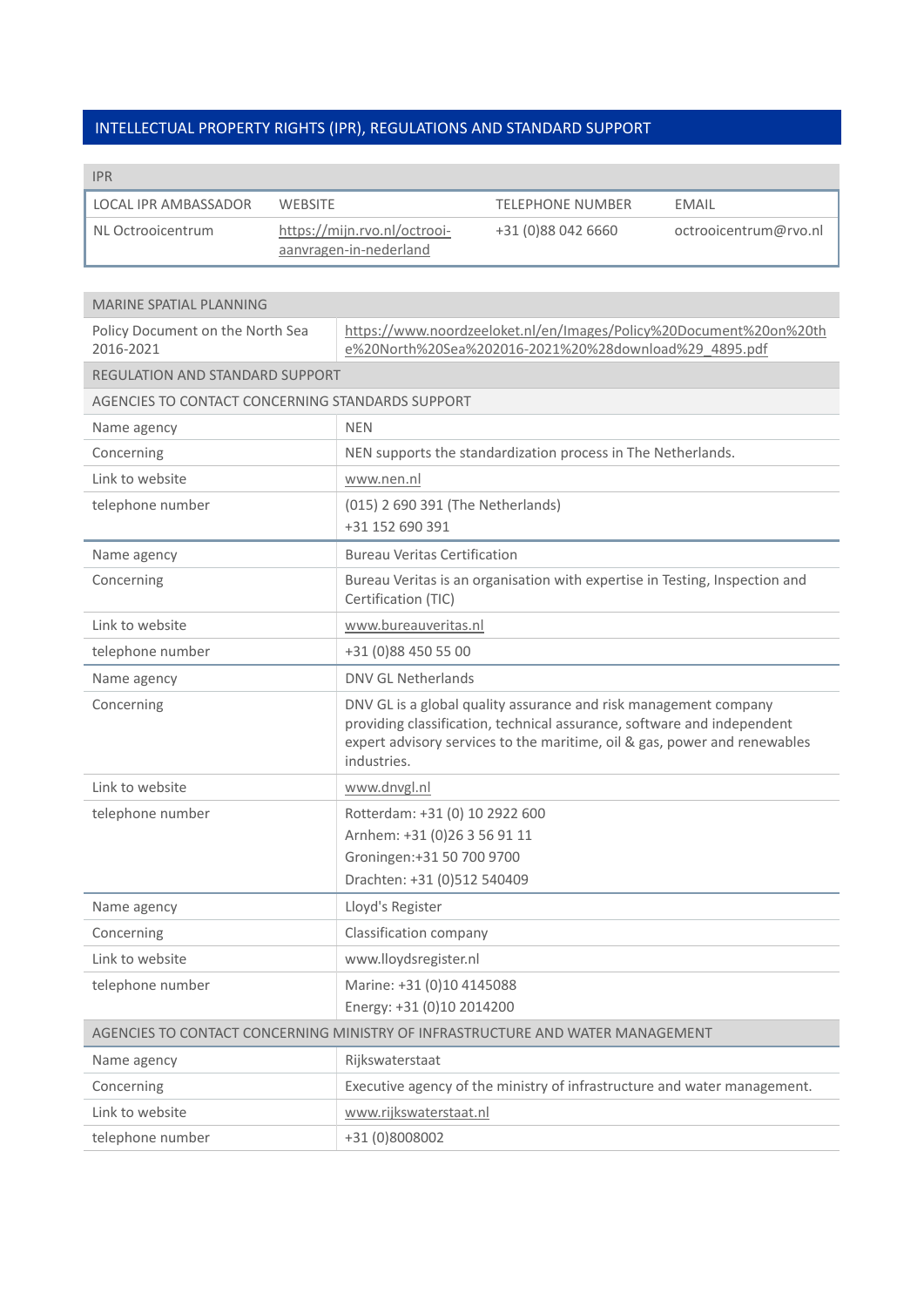## INTELLECTUAL PROPERTY RIGHTS (IPR), REGULATIONS AND STANDARD SUPPORT

| IPR | | | |
|---|---|---|---|
| LOCAL IPR AMBASSADOR | WEBSITE | TELEPHONE NUMBER | EMAIL |
| NL Octrooicentrum | https://mijn.rvo.nl/octrooi-aanvragen-in-nederland | +31 (0)88 042 6660 | octrooicentrum@rvo.nl |

| MARINE SPATIAL PLANNING | |
|---|---|
| Policy Document on the North Sea 2016-2021 | https://www.noordzeeloket.nl/en/Images/Policy%20Document%20on%20the%20North%20Sea%202016-2021%20%28download%29_4895.pdf |
| **REGULATION AND STANDARD SUPPORT** | |
| **AGENCIES TO CONTACT CONCERNING STANDARDS SUPPORT** | |
| Name agency | NEN |
| Concerning | NEN supports the standardization process in The Netherlands. |
| Link to website | www.nen.nl |
| telephone number | (015) 2 690 391 (The Netherlands)<br>+31 152 690 391 |
| Name agency | Bureau Veritas Certification |
| Concerning | Bureau Veritas is an organisation with expertise in Testing, Inspection and Certification (TIC) |
| Link to website | www.bureauveritas.nl |
| telephone number | +31 (0)88 450 55 00 |
| Name agency | DNV GL Netherlands |
| Concerning | DNV GL is a global quality assurance and risk management company providing classification, technical assurance, software and independent expert advisory services to the maritime, oil & gas, power and renewables industries. |
| Link to website | www.dnvgl.nl |
| telephone number | Rotterdam: +31 (0) 10 2922 600<br>Arnhem: +31 (0)26 3 56 91 11<br>Groningen:+31 50 700 9700<br>Drachten: +31 (0)512 540409 |
| Name agency | Lloyd's Register |
| Concerning | Classification company |
| Link to website | www.lloydsregister.nl |
| telephone number | Marine: +31 (0)10 4145088<br>Energy: +31 (0)10 2014200 |
| **AGENCIES TO CONTACT CONCERNING MINISTRY OF INFRASTRUCTURE AND WATER MANAGEMENT** | |
| Name agency | Rijkswaterstaat |
| Concerning | Executive agency of the ministry of infrastructure and water management. |
| Link to website | www.rijkswaterstaat.nl |
| telephone number | +31 (0)8008002 |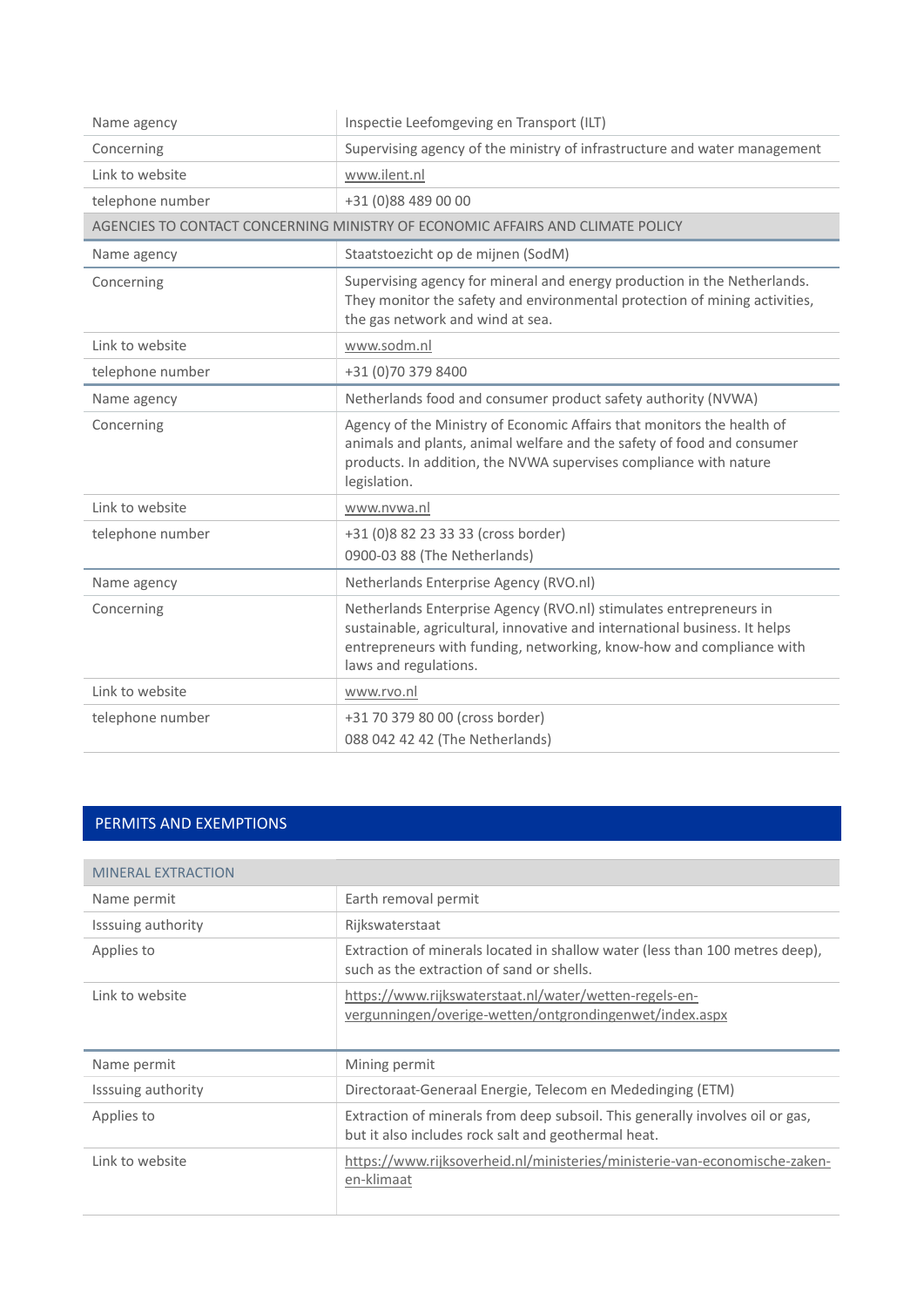| Name agency | Inspectie Leefomgeving en Transport (ILT) |
|---|---|
| Concerning | Supervising agency of the ministry of infrastructure and water management |
| Link to website | www.ilent.nl |
| telephone number | +31 (0)88 489 00 00 |
| AGENCIES TO CONTACT CONCERNING MINISTRY OF ECONOMIC AFFAIRS AND CLIMATE POLICY | |
| Name agency | Staatstoezicht op de mijnen (SodM) |
| Concerning | Supervising agency for mineral and energy production in the Netherlands. They monitor the safety and environmental protection of mining activities, the gas network and wind at sea. |
| Link to website | www.sodm.nl |
| telephone number | +31 (0)70 379 8400 |
| Name agency | Netherlands food and consumer product safety authority (NVWA) |
| Concerning | Agency of the Ministry of Economic Affairs that monitors the health of animals and plants, animal welfare and the safety of food and consumer products. In addition, the NVWA supervises compliance with nature legislation. |
| Link to website | www.nvwa.nl |
| telephone number | +31 (0)8 82 23 33 33 (cross border)<br>0900-03 88 (The Netherlands) |
| Name agency | Netherlands Enterprise Agency (RVO.nl) |
| Concerning | Netherlands Enterprise Agency (RVO.nl) stimulates entrepreneurs in sustainable, agricultural, innovative and international business. It helps entrepreneurs with funding, networking, know-how and compliance with laws and regulations. |
| Link to website | www.rvo.nl |
| telephone number | +31 70 379 80 00 (cross border)<br>088 042 42 42 (The Netherlands) |

## PERMITS AND EXEMPTIONS

| MINERAL EXTRACTION | |
|---|---|
| Name permit | Earth removal permit |
| Isssuing authority | Rijkswaterstaat |
| Applies to | Extraction of minerals located in shallow water (less than 100 metres deep), such as the extraction of sand or shells. |
| Link to website | https://www.rijkswaterstaat.nl/water/wetten-regels-en-vergunningen/overige-wetten/ontgrondingenwet/index.aspx |
| Name permit | Mining permit |
| Isssuing authority | Directoraat-Generaal Energie, Telecom en Mededinging (ETM) |
| Applies to | Extraction of minerals from deep subsoil. This generally involves oil or gas, but it also includes rock salt and geothermal heat. |
| Link to website | https://www.rijksoverheid.nl/ministeries/ministerie-van-economische-zaken-en-klimaat |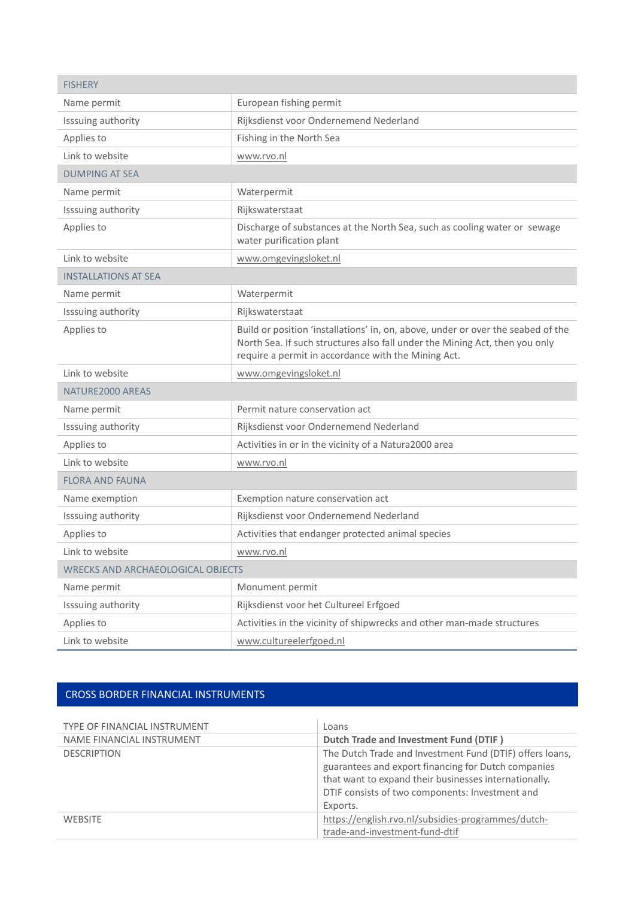| FISHERY | |
|---|---|
| Name permit | European fishing permit |
| Isssuing authority | Rijksdienst voor Ondernemend Nederland |
| Applies to | Fishing in the North Sea |
| Link to website | www.rvo.nl |
| **DUMPING AT SEA** | |
| Name permit | Waterpermit |
| Isssuing authority | Rijkswaterstaat |
| Applies to | Discharge of substances at the North Sea, such as cooling water or sewage water purification plant |
| Link to website | www.omgevingsloket.nl |
| **INSTALLATIONS AT SEA** | |
| Name permit | Waterpermit |
| Isssuing authority | Rijkswaterstaat |
| Applies to | Build or position 'installations' in, on, above, under or over the seabed of the North Sea. If such structures also fall under the Mining Act, then you only require a permit in accordance with the Mining Act. |
| Link to website | www.omgevingsloket.nl |
| **NATURE2000 AREAS** | |
| Name permit | Permit nature conservation act |
| Isssuing authority | Rijksdienst voor Ondernemend Nederland |
| Applies to | Activities in or in the vicinity of a Natura2000 area |
| Link to website | www.rvo.nl |
| **FLORA AND FAUNA** | |
| Name exemption | Exemption nature conservation act |
| Isssuing authority | Rijksdienst voor Ondernemend Nederland |
| Applies to | Activities that endanger protected animal species |
| Link to website | www.rvo.nl |
| **WRECKS AND ARCHAEOLOGICAL OBJECTS** | |
| Name permit | Monument permit |
| Isssuing authority | Rijksdienst voor het Cultureel Erfgoed |
| Applies to | Activities in the vicinity of shipwrecks and other man-made structures |
| Link to website | www.cultureelerfgoed.nl |

## CROSS BORDER FINANCIAL INSTRUMENTS

| TYPE OF FINANCIAL INSTRUMENT | Loans |
|---|---|
| NAME FINANCIAL INSTRUMENT | **Dutch Trade and Investment Fund (DTIF )** |
| DESCRIPTION | The Dutch Trade and Investment Fund (DTIF) offers loans, guarantees and export financing for Dutch companies that want to expand their businesses internationally. DTIF consists of two components: Investment and Exports. |
| WEBSITE | https://english.rvo.nl/subsidies-programmes/dutch-trade-and-investment-fund-dtif |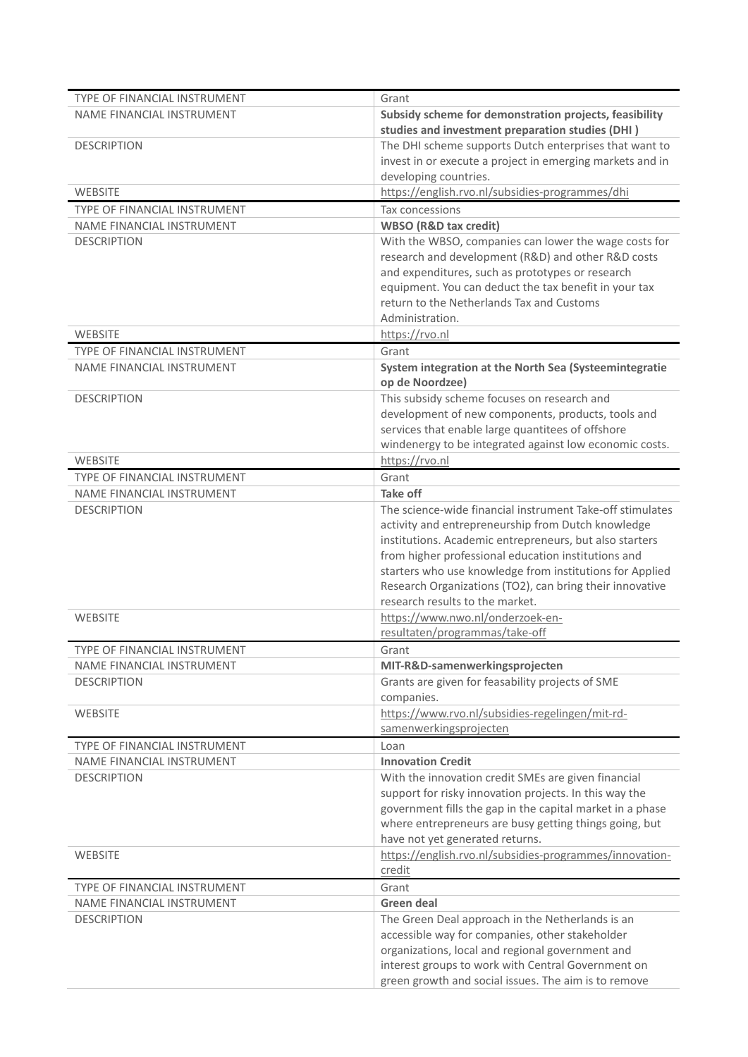| TYPE OF FINANCIAL INSTRUMENT | Grant |
|---|---|
| NAME FINANCIAL INSTRUMENT | **Subsidy scheme for demonstration projects, feasibility studies and investment preparation studies (DHI )** |
| DESCRIPTION | The DHI scheme supports Dutch enterprises that want to invest in or execute a project in emerging markets and in developing countries. |
| WEBSITE | https://english.rvo.nl/subsidies-programmes/dhi |

| TYPE OF FINANCIAL INSTRUMENT | Tax concessions |
|---|---|
| NAME FINANCIAL INSTRUMENT | **WBSO (R&D tax credit)** |
| DESCRIPTION | With the WBSO, companies can lower the wage costs for research and development (R&D) and other R&D costs and expenditures, such as prototypes or research equipment. You can deduct the tax benefit in your tax return to the Netherlands Tax and Customs Administration. |
| WEBSITE | https://rvo.nl |

| TYPE OF FINANCIAL INSTRUMENT | Grant |
|---|---|
| NAME FINANCIAL INSTRUMENT | **System integration at the North Sea (Systeemintegratie op de Noordzee)** |
| DESCRIPTION | This subsidy scheme focuses on research and development of new components, products, tools and services that enable large quantitees of offshore windenergy to be integrated against low economic costs. |
| WEBSITE | https://rvo.nl |

| TYPE OF FINANCIAL INSTRUMENT | Grant |
|---|---|
| NAME FINANCIAL INSTRUMENT | **Take off** |
| DESCRIPTION | The science-wide financial instrument Take-off stimulates activity and entrepreneurship from Dutch knowledge institutions. Academic entrepreneurs, but also starters from higher professional education institutions and starters who use knowledge from institutions for Applied Research Organizations (TO2), can bring their innovative research results to the market. |
| WEBSITE | https://www.nwo.nl/onderzoek-en-resultaten/programmas/take-off |

| TYPE OF FINANCIAL INSTRUMENT | Grant |
|---|---|
| NAME FINANCIAL INSTRUMENT | **MIT-R&D-samenwerkingsprojecten** |
| DESCRIPTION | Grants are given for feasability projects of SME companies. |
| WEBSITE | https://www.rvo.nl/subsidies-regelingen/mit-rd-samenwerkingsprojecten |

| TYPE OF FINANCIAL INSTRUMENT | Loan |
|---|---|
| NAME FINANCIAL INSTRUMENT | **Innovation Credit** |
| DESCRIPTION | With the innovation credit SMEs are given financial support for risky innovation projects. In this way the government fills the gap in the capital market in a phase where entrepreneurs are busy getting things going, but have not yet generated returns. |
| WEBSITE | https://english.rvo.nl/subsidies-programmes/innovation-credit |

| TYPE OF FINANCIAL INSTRUMENT | Grant |
|---|---|
| NAME FINANCIAL INSTRUMENT | **Green deal** |
| DESCRIPTION | The Green Deal approach in the Netherlands is an accessible way for companies, other stakeholder organizations, local and regional government and interest groups to work with Central Government on green growth and social issues. The aim is to remove |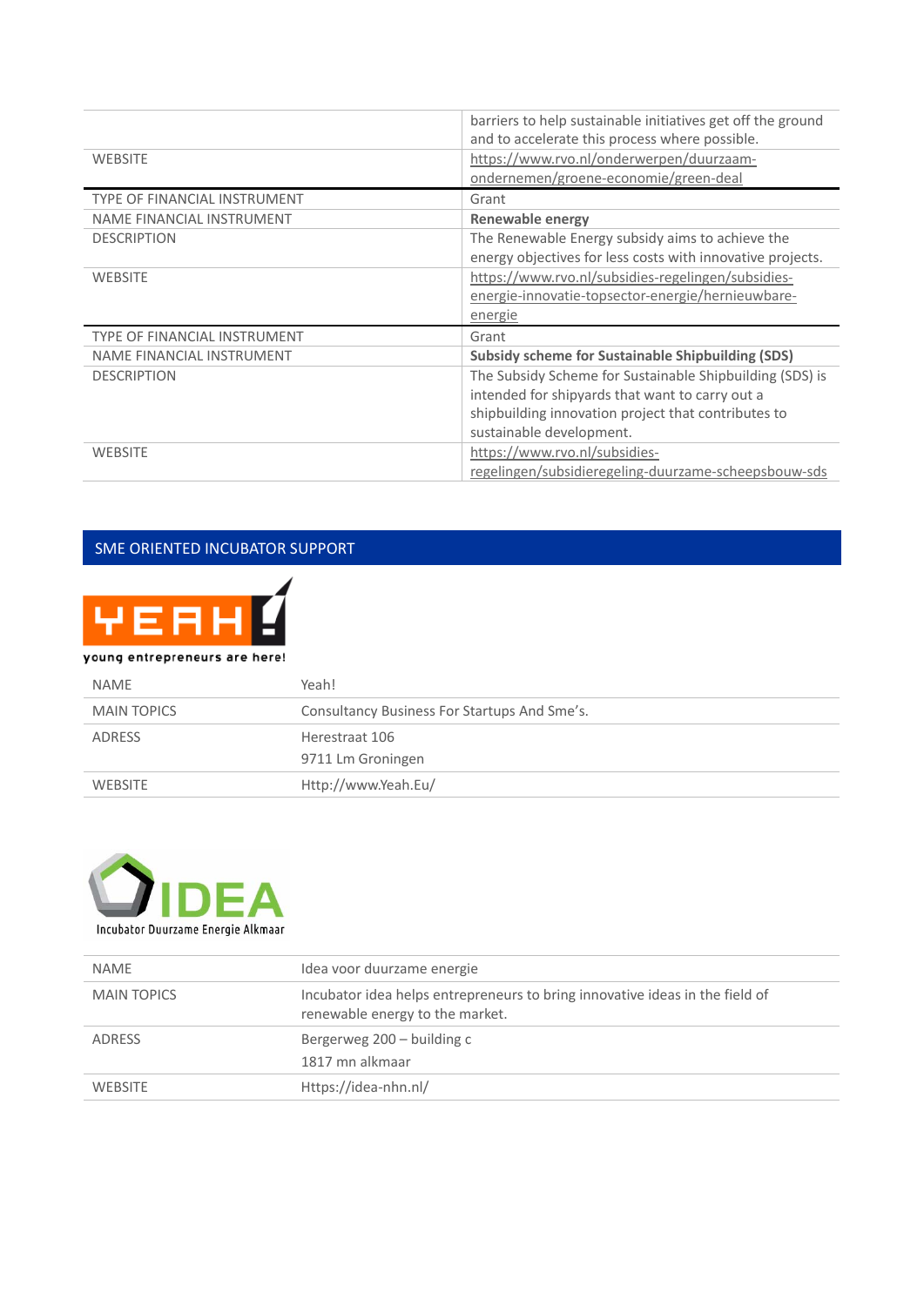|  |  |
|---|---|
|  | barriers to help sustainable initiatives get off the ground and to accelerate this process where possible. |
| WEBSITE | https://www.rvo.nl/onderwerpen/duurzaam-ondernemen/groene-economie/green-deal |

| TYPE OF FINANCIAL INSTRUMENT | Grant |
|---|---|
| NAME FINANCIAL INSTRUMENT | **Renewable energy** |
| DESCRIPTION | The Renewable Energy subsidy aims to achieve the energy objectives for less costs with innovative projects. |
| WEBSITE | https://www.rvo.nl/subsidies-regelingen/subsidies-energie-innovatie-topsector-energie/hernieuwbare-energie |

| TYPE OF FINANCIAL INSTRUMENT | Grant |
|---|---|
| NAME FINANCIAL INSTRUMENT | **Subsidy scheme for Sustainable Shipbuilding (SDS)** |
| DESCRIPTION | The Subsidy Scheme for Sustainable Shipbuilding (SDS) is intended for shipyards that want to carry out a shipbuilding innovation project that contributes to sustainable development. |
| WEBSITE | https://www.rvo.nl/subsidies-regelingen/subsidieregeling-duurzame-scheepsbouw-sds |

## SME ORIENTED INCUBATOR SUPPORT

YEAH! young entrepreneurs are here!

| NAME | Yeah! |
|---|---|
| MAIN TOPICS | Consultancy Business For Startups And Sme's. |
| ADRESS | Herestraat 106<br>9711 Lm Groningen |
| WEBSITE | Http://www.Yeah.Eu/ |

IDEA Incubator Duurzame Energie Alkmaar

| NAME | Idea voor duurzame energie |
|---|---|
| MAIN TOPICS | Incubator idea helps entrepreneurs to bring innovative ideas in the field of renewable energy to the market. |
| ADRESS | Bergerweg 200 – building c<br>1817 mn alkmaar |
| WEBSITE | Https://idea-nhn.nl/ |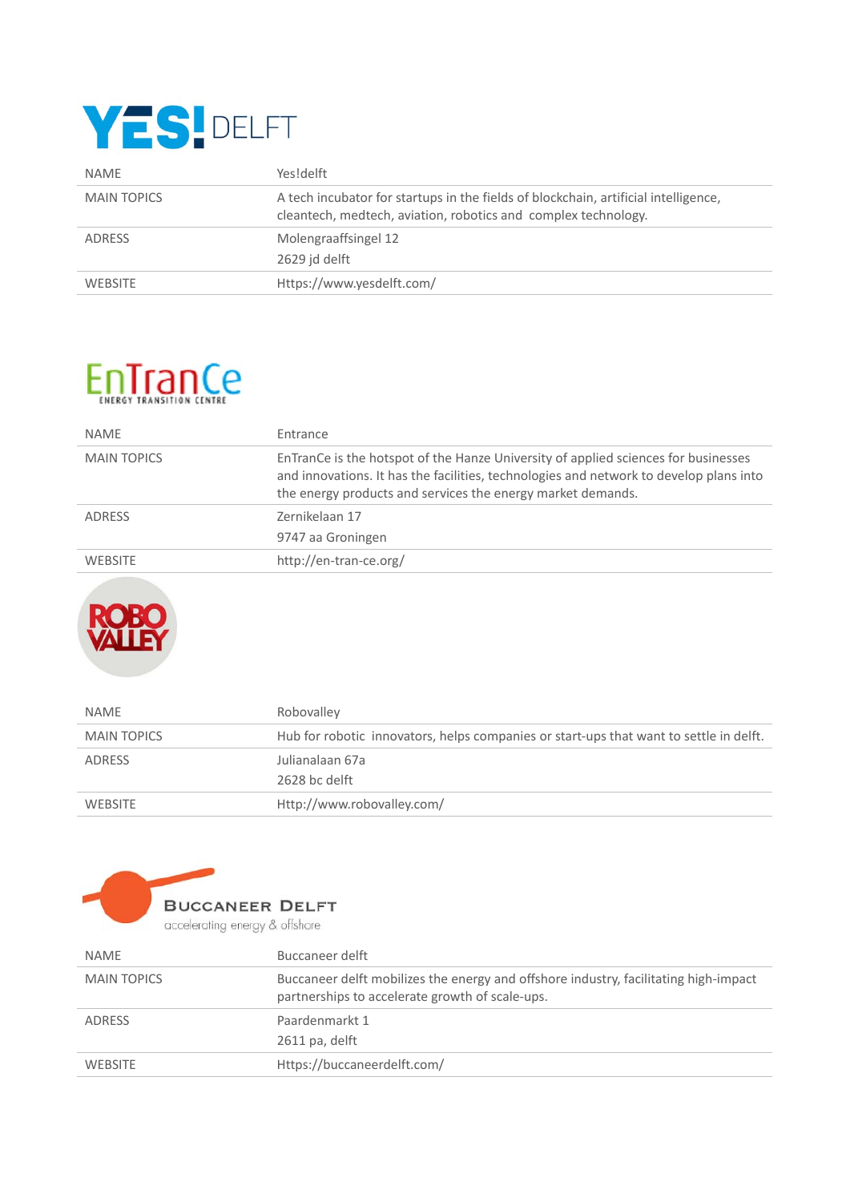| NAME | Yes!delft |
|---|---|
| MAIN TOPICS | A tech incubator for startups in the fields of blockchain, artificial intelligence, cleantech, medtech, aviation, robotics and complex technology. |
| ADRESS | Molengraaffsingel 12<br>2629 jd delft |
| WEBSITE | Https://www.yesdelft.com/ |

| NAME | Entrance |
|---|---|
| MAIN TOPICS | EnTranCe is the hotspot of the Hanze University of applied sciences for businesses and innovations. It has the facilities, technologies and network to develop plans into the energy products and services the energy market demands. |
| ADRESS | Zernikelaan 17<br>9747 aa Groningen |
| WEBSITE | http://en-tran-ce.org/ |

| NAME | Robovalley |
|---|---|
| MAIN TOPICS | Hub for robotic innovators, helps companies or start-ups that want to settle in delft. |
| ADRESS | Julianalaan 67a<br>2628 bc delft |
| WEBSITE | Http://www.robovalley.com/ |

| NAME | Buccaneer delft |
|---|---|
| MAIN TOPICS | Buccaneer delft mobilizes the energy and offshore industry, facilitating high-impact partnerships to accelerate growth of scale-ups. |
| ADRESS | Paardenmarkt 1<br>2611 pa, delft |
| WEBSITE | Https://buccaneerdelft.com/ |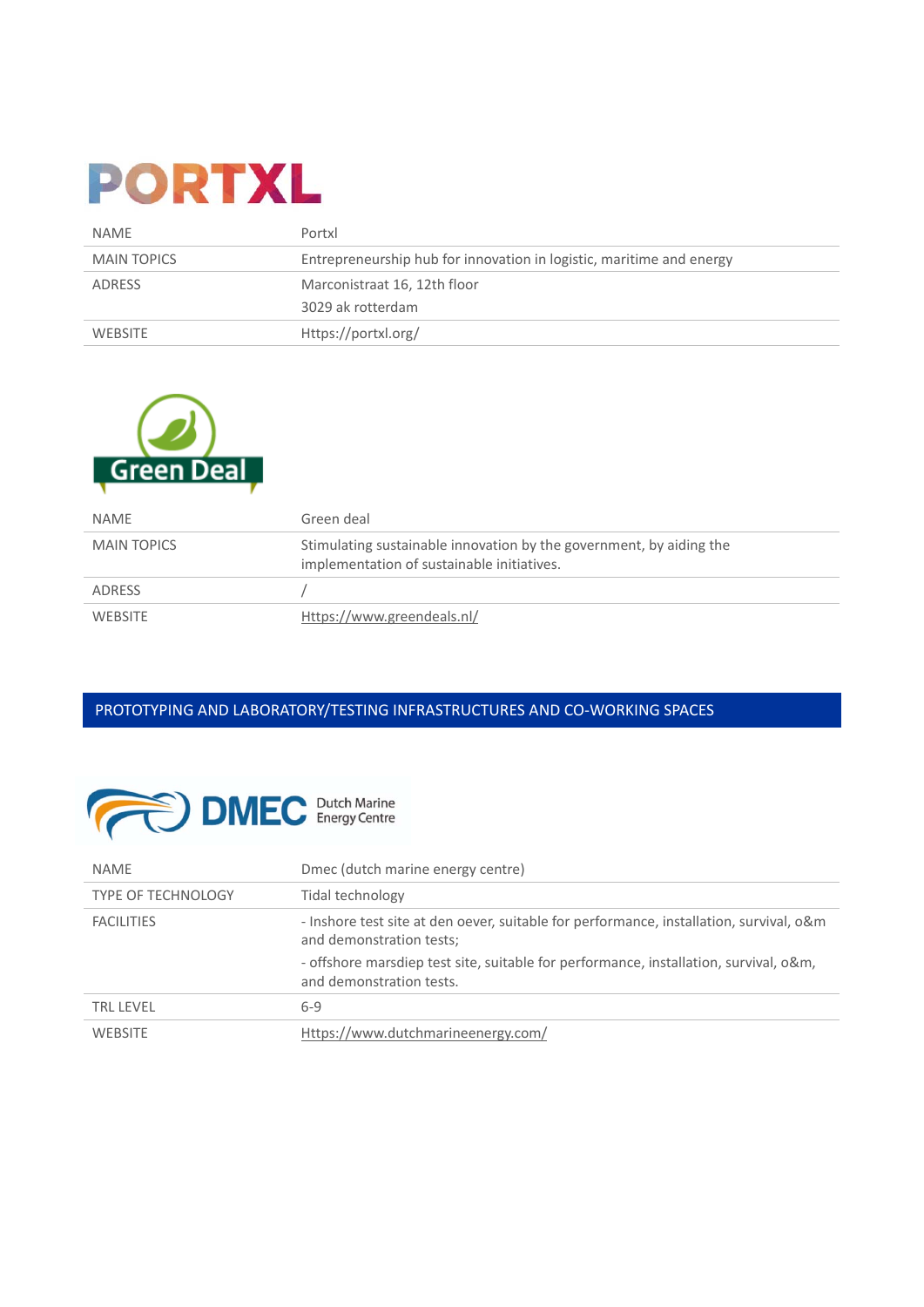| NAME | Portxl |
|---|---|
| MAIN TOPICS | Entrepreneurship hub for innovation in logistic, maritime and energy |
| ADRESS | Marconistraat 16, 12th floor<br>3029 ak rotterdam |
| WEBSITE | Https://portxl.org/ |

| NAME | Green deal |
|---|---|
| MAIN TOPICS | Stimulating sustainable innovation by the government, by aiding the implementation of sustainable initiatives. |
| ADRESS | / |
| WEBSITE | Https://www.greendeals.nl/ |

## PROTOTYPING AND LABORATORY/TESTING INFRASTRUCTURES AND CO-WORKING SPACES

| NAME | Dmec (dutch marine energy centre) |
|---|---|
| TYPE OF TECHNOLOGY | Tidal technology |
| FACILITIES | - Inshore test site at den oever, suitable for performance, installation, survival, o&m and demonstration tests;<br>- offshore marsdiep test site, suitable for performance, installation, survival, o&m, and demonstration tests. |
| TRL LEVEL | 6-9 |
| WEBSITE | Https://www.dutchmarineenergy.com/ |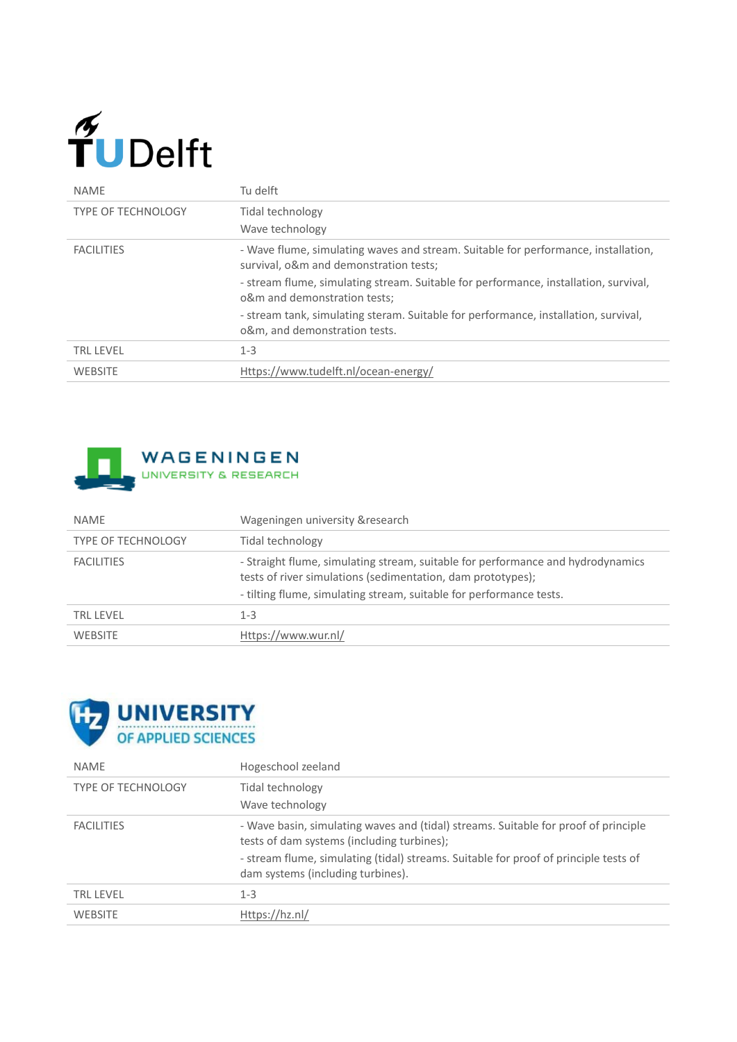| NAME | Tu delft |
|---|---|
| TYPE OF TECHNOLOGY | Tidal technology<br>Wave technology |
| FACILITIES | - Wave flume, simulating waves and stream. Suitable for performance, installation, survival, o&m and demonstration tests;<br>- stream flume, simulating stream. Suitable for performance, installation, survival, o&m and demonstration tests;<br>- stream tank, simulating steram. Suitable for performance, installation, survival, o&m, and demonstration tests. |
| TRL LEVEL | 1-3 |
| WEBSITE | Https://www.tudelft.nl/ocean-energy/ |

| NAME | Wageningen university &research |
|---|---|
| TYPE OF TECHNOLOGY | Tidal technology |
| FACILITIES | - Straight flume, simulating stream, suitable for performance and hydrodynamics tests of river simulations (sedimentation, dam prototypes);<br>- tilting flume, simulating stream, suitable for performance tests. |
| TRL LEVEL | 1-3 |
| WEBSITE | Https://www.wur.nl/ |

| NAME | Hogeschool zeeland |
|---|---|
| TYPE OF TECHNOLOGY | Tidal technology<br>Wave technology |
| FACILITIES | - Wave basin, simulating waves and (tidal) streams. Suitable for proof of principle tests of dam systems (including turbines);<br>- stream flume, simulating (tidal) streams. Suitable for proof of principle tests of dam systems (including turbines). |
| TRL LEVEL | 1-3 |
| WEBSITE | Https://hz.nl/ |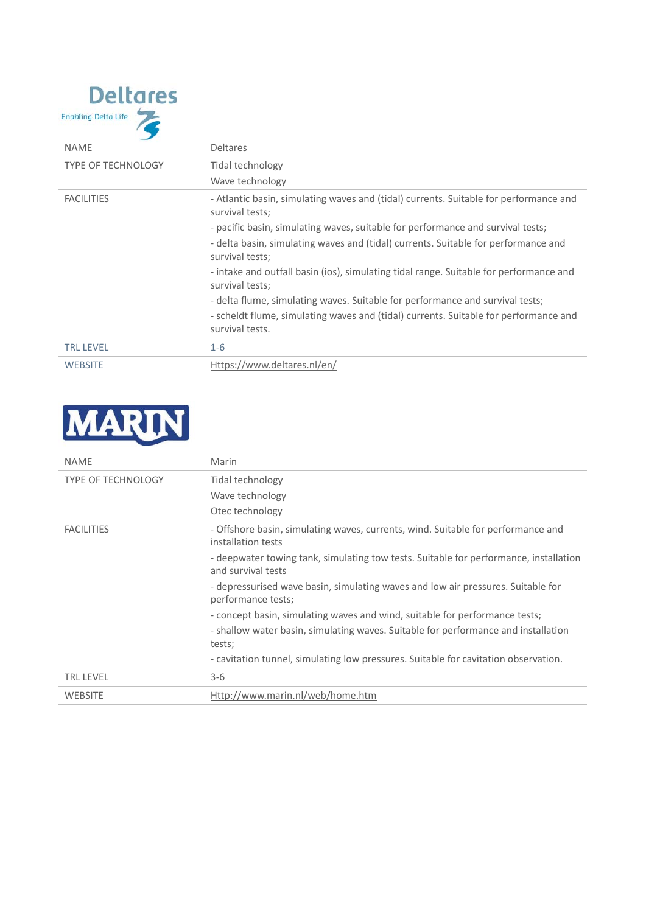| NAME | Deltares |
|---|---|
| TYPE OF TECHNOLOGY | Tidal technology<br>Wave technology |
| FACILITIES | - Atlantic basin, simulating waves and (tidal) currents. Suitable for performance and survival tests;<br>- pacific basin, simulating waves, suitable for performance and survival tests;<br>- delta basin, simulating waves and (tidal) currents. Suitable for performance and survival tests;<br>- intake and outfall basin (ios), simulating tidal range. Suitable for performance and survival tests;<br>- delta flume, simulating waves. Suitable for performance and survival tests;<br>- scheldt flume, simulating waves and (tidal) currents. Suitable for performance and survival tests. |
| TRL LEVEL | 1-6 |
| WEBSITE | Https://www.deltares.nl/en/ |

| NAME | Marin |
|---|---|
| TYPE OF TECHNOLOGY | Tidal technology<br>Wave technology<br>Otec technology |
| FACILITIES | - Offshore basin, simulating waves, currents, wind. Suitable for performance and installation tests<br>- deepwater towing tank, simulating tow tests. Suitable for performance, installation and survival tests<br>- depressurised wave basin, simulating waves and low air pressures. Suitable for performance tests;<br>- concept basin, simulating waves and wind, suitable for performance tests;<br>- shallow water basin, simulating waves. Suitable for performance and installation tests;<br>- cavitation tunnel, simulating low pressures. Suitable for cavitation observation. |
| TRL LEVEL | 3-6 |
| WEBSITE | Http://www.marin.nl/web/home.htm |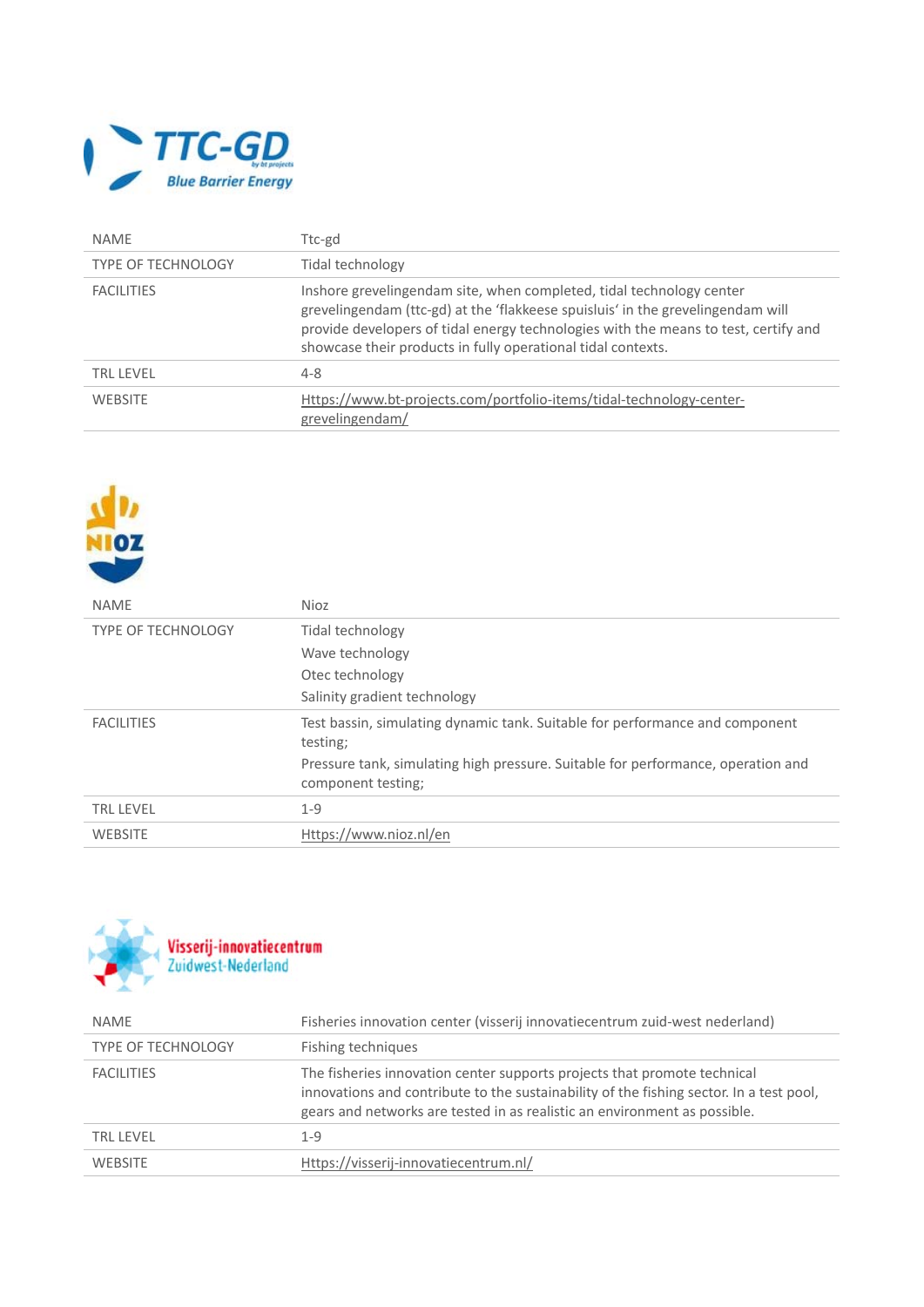| NAME | Ttc-gd |
|---|---|
| TYPE OF TECHNOLOGY | Tidal technology |
| FACILITIES | Inshore grevelingendam site, when completed, tidal technology center grevelingendam (ttc-gd) at the 'flakkeese spuisluis' in the grevelingendam will provide developers of tidal energy technologies with the means to test, certify and showcase their products in fully operational tidal contexts. |
| TRL LEVEL | 4-8 |
| WEBSITE | Https://www.bt-projects.com/portfolio-items/tidal-technology-center-grevelingendam/ |

| NAME | Nioz |
|---|---|
| TYPE OF TECHNOLOGY | Tidal technology<br>Wave technology<br>Otec technology<br>Salinity gradient technology |
| FACILITIES | Test bassin, simulating dynamic tank. Suitable for performance and component testing;<br>Pressure tank, simulating high pressure. Suitable for performance, operation and component testing; |
| TRL LEVEL | 1-9 |
| WEBSITE | Https://www.nioz.nl/en |

| NAME | Fisheries innovation center (visserij innovatiecentrum zuid-west nederland) |
|---|---|
| TYPE OF TECHNOLOGY | Fishing techniques |
| FACILITIES | The fisheries innovation center supports projects that promote technical innovations and contribute to the sustainability of the fishing sector. In a test pool, gears and networks are tested in as realistic an environment as possible. |
| TRL LEVEL | 1-9 |
| WEBSITE | Https://visserij-innovatiecentrum.nl/ |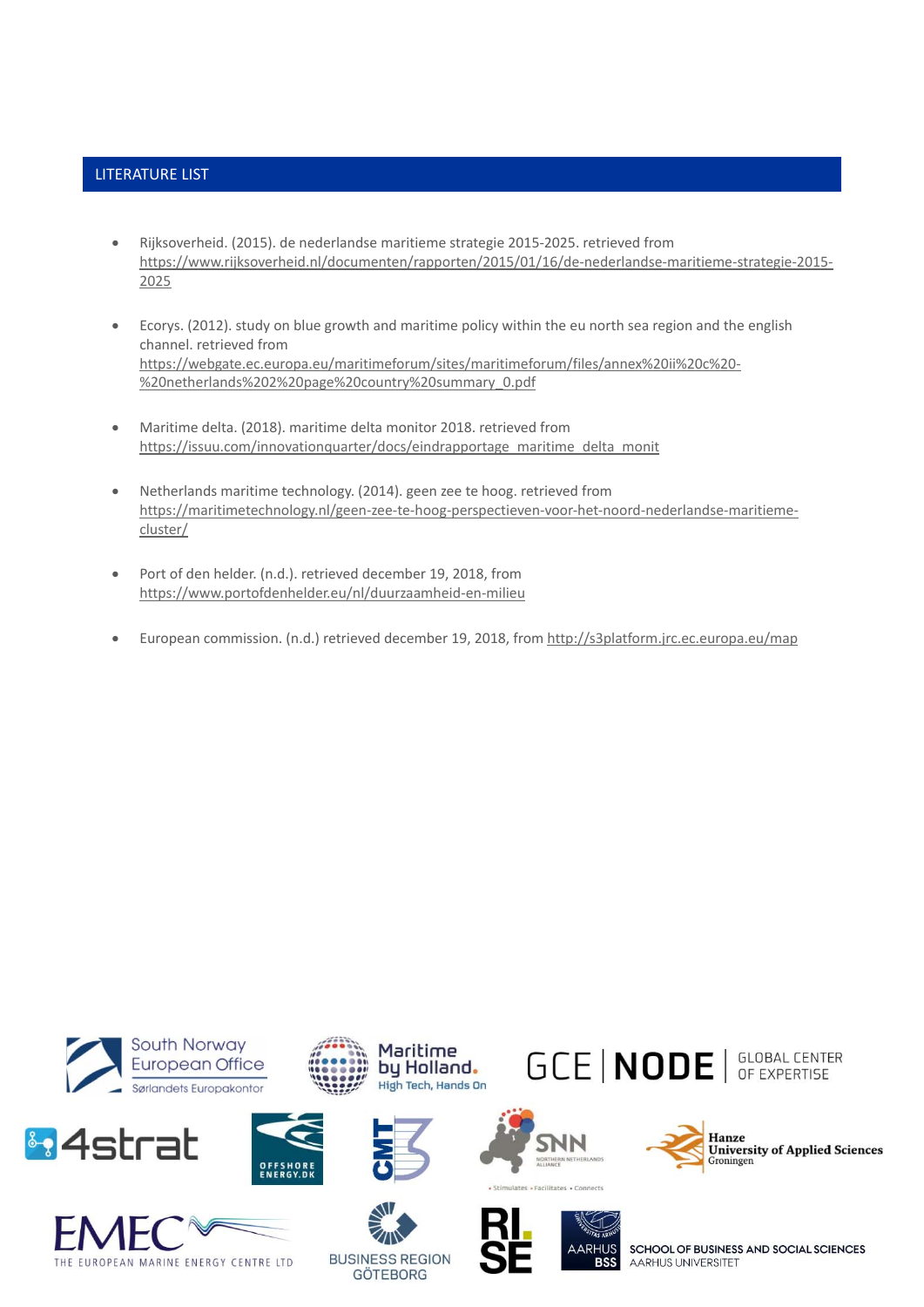## LITERATURE LIST

- Rijksoverheid. (2015). de nederlandse maritieme strategie 2015-2025. retrieved from https://www.rijksoverheid.nl/documenten/rapporten/2015/01/16/de-nederlandse-maritieme-strategie-2015-2025

- Ecorys. (2012). study on blue growth and maritime policy within the eu north sea region and the english channel. retrieved from https://webgate.ec.europa.eu/maritimeforum/sites/maritimeforum/files/annex%20ii%20c%20-%20netherlands%202%20page%20country%20summary_0.pdf

- Maritime delta. (2018). maritime delta monitor 2018. retrieved from https://issuu.com/innovationquarter/docs/eindrapportage_maritime_delta_monit

- Netherlands maritime technology. (2014). geen zee te hoog. retrieved from https://maritimetechnology.nl/geen-zee-te-hoog-perspectieven-voor-het-noord-nederlandse-maritieme-cluster/

- Port of den helder. (n.d.). retrieved december 19, 2018, from https://www.portofdenhelder.eu/nl/duurzaamheid-en-milieu

- European commission. (n.d.) retrieved december 19, 2018, from http://s3platform.jrc.ec.europa.eu/map